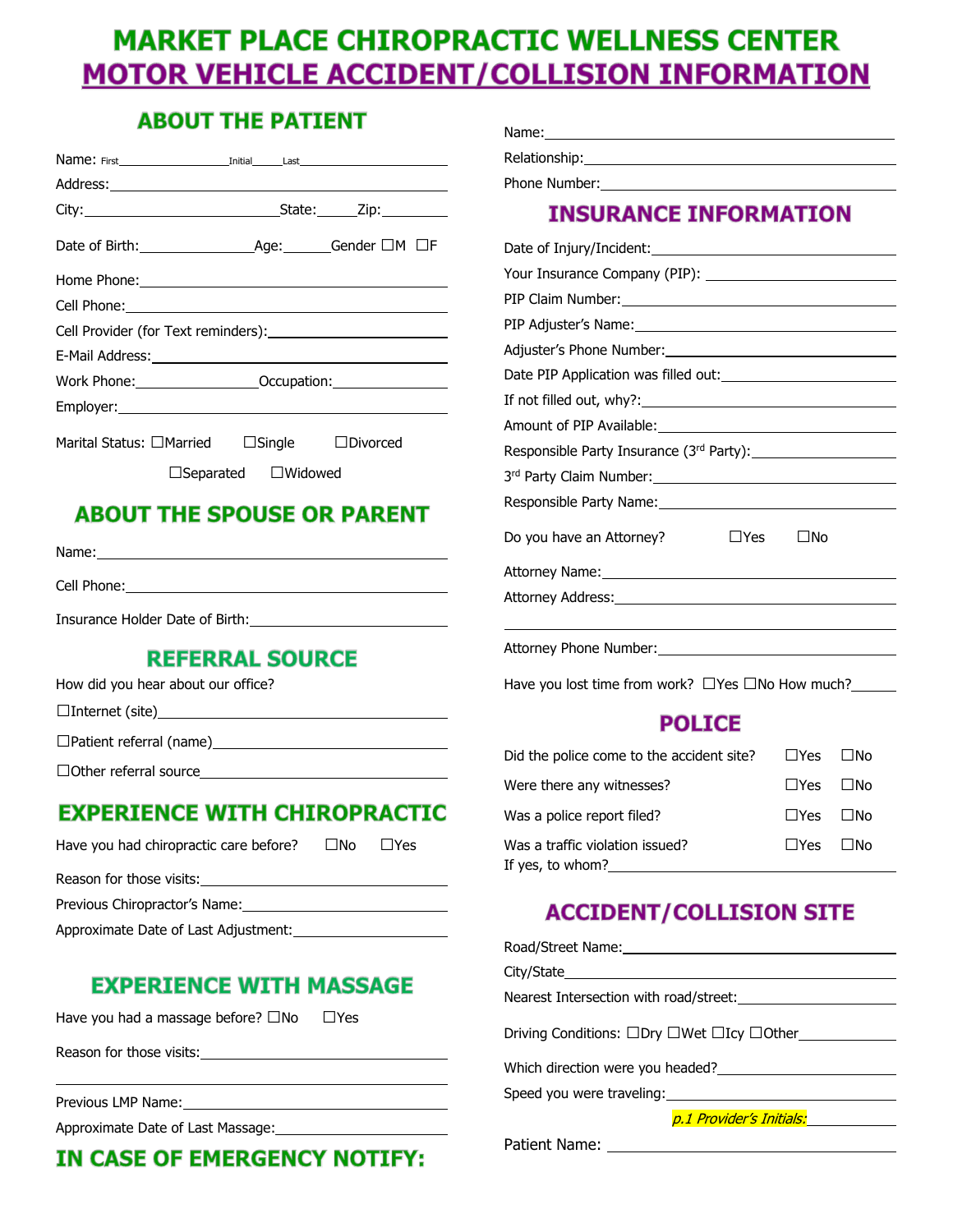# MARKET PLACE CHIROPRACTIC WELLNESS CENTER

# MOTOR VEHICLE ACCIDENT/COLLISION INFORMATION

## ABOUT THE PATIENT

Name: First\_\_\_\_\_\_\_\_\_\_\_\_\_\_\_\_ Initial\_\_\_\_\_ Last\_\_\_\_\_\_\_\_\_\_\_\_\_\_\_\_\_\_\_\_

Address:\_\_\_\_\_\_\_\_\_\_\_\_\_\_\_\_\_\_\_\_\_\_\_\_\_\_\_\_\_\_\_\_\_\_\_\_\_\_\_\_\_\_

City:\_\_\_\_\_\_\_\_\_\_\_\_\_\_\_\_\_\_\_\_\_\_\_\_ State:\_\_\_\_\_ Zip:\_\_\_\_\_\_\_\_\_

Date of Birth:\_\_\_\_\_\_\_\_\_\_\_\_\_\_ Age:\_\_\_\_\_\_ Gender ☐M ☐F

Home Phone:\_\_\_\_\_\_\_\_\_\_\_\_\_\_\_\_\_\_\_\_\_\_\_\_\_\_\_\_\_\_\_\_\_\_\_\_\_\_

Cell Phone:\_\_\_\_\_\_\_\_\_\_\_\_\_\_\_\_\_\_\_\_\_\_\_\_\_\_\_\_\_\_\_\_\_\_\_\_\_\_\_

Cell Provider (for Text reminders):\_\_\_\_\_\_\_\_\_\_\_\_\_\_\_\_\_\_\_\_\_\_

E-Mail Address:\_\_\_\_\_\_\_\_\_\_\_\_\_\_\_\_\_\_\_\_\_\_\_\_\_\_\_\_\_\_\_\_\_\_\_\_\_

Work Phone:\_\_\_\_\_\_\_\_\_\_\_\_\_\_\_\_ Occupation:\_\_\_\_\_\_\_\_\_\_\_\_\_\_\_

Employer:\_\_\_\_\_\_\_\_\_\_\_\_\_\_\_\_\_\_\_\_\_\_\_\_\_\_\_\_\_\_\_\_\_\_\_\_\_\_\_\_\_\_

Marital Status: ☐Married ☐Single ☐Divorced ☐Separated ☐Widowed

## ABOUT THE SPOUSE OR PARENT

Name:\_\_\_\_\_\_\_\_\_\_\_\_\_\_\_\_\_\_\_\_\_\_\_\_\_\_\_\_\_\_\_\_\_\_\_\_\_\_\_\_\_\_\_\_\_

Cell Phone:\_\_\_\_\_\_\_\_\_\_\_\_\_\_\_\_\_\_\_\_\_\_\_\_\_\_\_\_\_\_\_\_\_\_\_\_\_\_\_

Insurance Holder Date of Birth:\_\_\_\_\_\_\_\_\_\_\_\_\_\_\_\_\_\_\_\_\_\_\_\_\_

## REFERRAL SOURCE

How did you hear about our office?

☐Internet (site)\_\_\_\_\_\_\_\_\_\_\_\_\_\_\_\_\_\_\_\_\_\_\_\_\_\_\_\_\_\_\_\_\_\_\_\_

☐Patient referral (name)\_\_\_\_\_\_\_\_\_\_\_\_\_\_\_\_\_\_\_\_\_\_\_\_\_\_\_\_\_

☐Other referral source\_\_\_\_\_\_\_\_\_\_\_\_\_\_\_\_\_\_\_\_\_\_\_\_\_\_\_\_\_\_\_

## EXPERIENCE WITH CHIROPRACTIC

Have you had chiropractic care before? ☐No ☐Yes

Reason for those visits:\_\_\_\_\_\_\_\_\_\_\_\_\_\_\_\_\_\_\_\_\_\_\_\_\_\_\_\_\_\_\_\_

Previous Chiropractor's Name:\_\_\_\_\_\_\_\_\_\_\_\_\_\_\_\_\_\_\_\_\_\_\_\_\_\_

Approximate Date of Last Adjustment:\_\_\_\_\_\_\_\_\_\_\_\_\_\_\_\_\_\_\_\_

## EXPERIENCE WITH MASSAGE

Have you had a massage before? ☐No ☐Yes

Reason for those visits:\_\_\_\_\_\_\_\_\_\_\_\_\_\_\_\_\_\_\_\_\_\_\_\_\_\_\_\_\_\_\_\_

\_\_\_\_\_\_\_\_\_\_\_\_\_\_\_\_\_\_\_\_\_\_\_\_\_\_\_\_\_\_\_\_\_\_\_\_\_\_\_\_\_\_\_\_\_\_\_\_\_\_

Previous LMP Name:\_\_\_\_\_\_\_\_\_\_\_\_\_\_\_\_\_\_\_\_\_\_\_\_\_\_\_\_\_\_\_\_\_\_

Approximate Date of Last Massage:\_\_\_\_\_\_\_\_\_\_\_\_\_\_\_\_\_\_\_\_\_\_

## IN CASE OF EMERGENCY NOTIFY:

Name:\_\_\_\_\_\_\_\_\_\_\_\_\_\_\_\_\_\_\_\_\_\_\_\_\_\_\_\_\_\_\_\_\_\_\_\_\_\_\_\_\_\_\_\_\_

Relationship:\_\_\_\_\_\_\_\_\_\_\_\_\_\_\_\_\_\_\_\_\_\_\_\_\_\_\_\_\_\_\_\_\_\_\_\_\_\_\_

Phone Number:\_\_\_\_\_\_\_\_\_\_\_\_\_\_\_\_\_\_\_\_\_\_\_\_\_\_\_\_\_\_\_\_\_\_\_\_\_\_

## INSURANCE INFORMATION

Date of Injury/Incident:\_\_\_\_\_\_\_\_\_\_\_\_\_\_\_\_\_\_\_\_\_\_\_\_\_\_\_\_\_\_\_

Your Insurance Company (PIP): \_\_\_\_\_\_\_\_\_\_\_\_\_\_\_\_\_\_\_\_\_\_\_\_\_\_

PIP Claim Number:\_\_\_\_\_\_\_\_\_\_\_\_\_\_\_\_\_\_\_\_\_\_\_\_\_\_\_\_\_\_\_\_\_\_\_

PIP Adjuster's Name:\_\_\_\_\_\_\_\_\_\_\_\_\_\_\_\_\_\_\_\_\_\_\_\_\_\_\_\_\_\_\_\_\_

Adjuster's Phone Number:\_\_\_\_\_\_\_\_\_\_\_\_\_\_\_\_\_\_\_\_\_\_\_\_\_\_\_\_\_

Date PIP Application was filled out:\_\_\_\_\_\_\_\_\_\_\_\_\_\_\_\_\_\_\_\_\_

If not filled out, why?:\_\_\_\_\_\_\_\_\_\_\_\_\_\_\_\_\_\_\_\_\_\_\_\_\_\_\_\_\_\_\_

Amount of PIP Available:\_\_\_\_\_\_\_\_\_\_\_\_\_\_\_\_\_\_\_\_\_\_\_\_\_\_\_\_\_\_

Responsible Party Insurance (3rd Party):\_\_\_\_\_\_\_\_\_\_\_\_\_\_\_\_\_\_

3rd Party Claim Number:\_\_\_\_\_\_\_\_\_\_\_\_\_\_\_\_\_\_\_\_\_\_\_\_\_\_\_\_\_\_

Responsible Party Name:\_\_\_\_\_\_\_\_\_\_\_\_\_\_\_\_\_\_\_\_\_\_\_\_\_\_\_\_\_\_

Do you have an Attorney? ☐Yes ☐No

Attorney Name:\_\_\_\_\_\_\_\_\_\_\_\_\_\_\_\_\_\_\_\_\_\_\_\_\_\_\_\_\_\_\_\_\_\_\_\_\_\_

Attorney Address:\_\_\_\_\_\_\_\_\_\_\_\_\_\_\_\_\_\_\_\_\_\_\_\_\_\_\_\_\_\_\_\_\_\_\_\_

\_\_\_\_\_\_\_\_\_\_\_\_\_\_\_\_\_\_\_\_\_\_\_\_\_\_\_\_\_\_\_\_\_\_\_\_\_\_\_\_\_\_\_\_\_\_\_\_\_\_

Attorney Phone Number:\_\_\_\_\_\_\_\_\_\_\_\_\_\_\_\_\_\_\_\_\_\_\_\_\_\_\_\_\_\_\_

Have you lost time from work? ☐Yes ☐No How much?\_\_\_\_\_\_

## POLICE

Did the police come to the accident site? ☐Yes ☐No

Were there any witnesses? ☐Yes ☐No

Was a police report filed? ☐Yes ☐No

Was a traffic violation issued? ☐Yes ☐No

If yes, to whom?\_\_\_\_\_\_\_\_\_\_\_\_\_\_\_\_\_\_\_\_\_\_\_\_\_\_\_\_\_\_\_\_\_\_\_\_\_

## ACCIDENT/COLLISION SITE

Road/Street Name:\_\_\_\_\_\_\_\_\_\_\_\_\_\_\_\_\_\_\_\_\_\_\_\_\_\_\_\_\_\_\_\_\_\_\_

City/State\_\_\_\_\_\_\_\_\_\_\_\_\_\_\_\_\_\_\_\_\_\_\_\_\_\_\_\_\_\_\_\_\_\_\_\_\_\_\_\_\_

Nearest Intersection with road/street:\_\_\_\_\_\_\_\_\_\_\_\_\_\_\_\_\_\_\_\_

Driving Conditions: ☐Dry ☐Wet ☐Icy ☐Other\_\_\_\_\_\_\_\_\_\_\_\_\_\_

Which direction were you headed?\_\_\_\_\_\_\_\_\_\_\_\_\_\_\_\_\_\_\_\_\_\_\_

Speed you were traveling:\_\_\_\_\_\_\_\_\_\_\_\_\_\_\_\_\_\_\_\_\_\_\_\_\_\_\_\_\_

*p.1 Provider's Initials:*\_\_\_\_\_\_\_\_\_\_\_\_

Patient Name: \_\_\_\_\_\_\_\_\_\_\_\_\_\_\_\_\_\_\_\_\_\_\_\_\_\_\_\_\_\_\_\_\_\_\_\_\_\_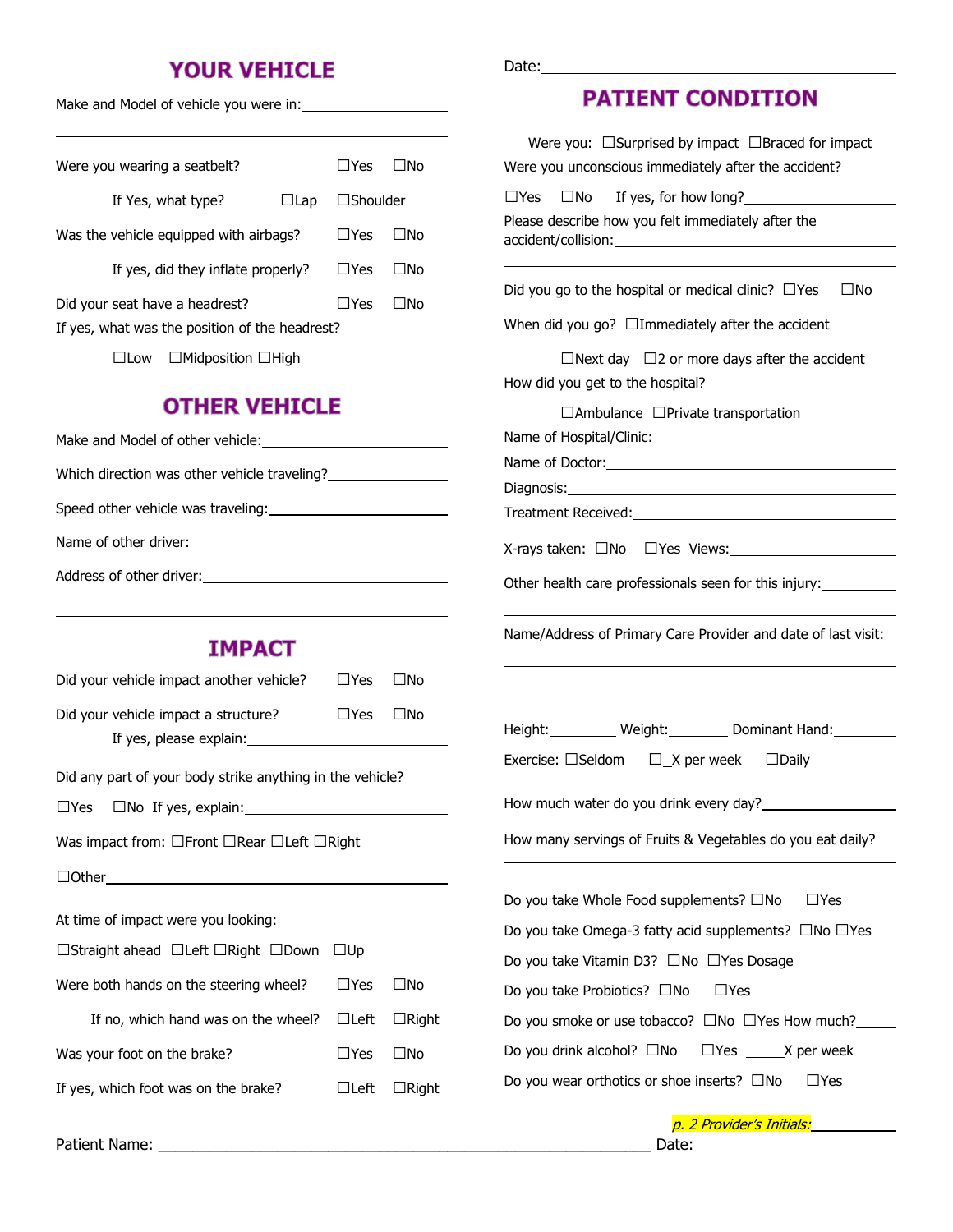## YOUR VEHICLE

Make and Model of vehicle you were in: ____________________

______________________________

Were you wearing a seatbelt? ☐Yes ☐No

If Yes, what type? ☐Lap ☐Shoulder

Was the vehicle equipped with airbags? ☐Yes ☐No

If yes, did they inflate properly? ☐Yes ☐No

Did your seat have a headrest? ☐Yes ☐No

If yes, what was the position of the headrest?

☐Low ☐Midposition ☐High

## OTHER VEHICLE

Make and Model of other vehicle: ____________________

Which direction was other vehicle traveling? ____________________

Speed other vehicle was traveling: ____________________

Name of other driver: ____________________

Address of other driver: ____________________

______________________________

## IMPACT

Did your vehicle impact another vehicle? ☐Yes ☐No

Did your vehicle impact a structure? ☐Yes ☐No

If yes, please explain: ____________________

Did any part of your body strike anything in the vehicle?

☐Yes ☐No If yes, explain: ____________________

Was impact from: ☐Front ☐Rear ☐Left ☐Right

☐Other ____________________

At time of impact were you looking:

☐Straight ahead ☐Left ☐Right ☐Down ☐Up

Were both hands on the steering wheel? ☐Yes ☐No

If no, which hand was on the wheel? ☐Left ☐Right

Was your foot on the brake? ☐Yes ☐No

If yes, which foot was on the brake? ☐Left ☐Right

Date: ____________________

## PATIENT CONDITION

Were you: ☐Surprised by impact ☐Braced for impact

Were you unconscious immediately after the accident?

☐Yes ☐No If yes, for how long? ____________________

Please describe how you felt immediately after the accident/collision: ____________________

______________________________

Did you go to the hospital or medical clinic? ☐Yes ☐No

When did you go? ☐Immediately after the accident

☐Next day ☐2 or more days after the accident

How did you get to the hospital?

☐Ambulance ☐Private transportation

Name of Hospital/Clinic: ____________________

Name of Doctor: ____________________

Diagnosis: ____________________

Treatment Received: ____________________

X-rays taken: ☐No ☐Yes Views: ____________________

Other health care professionals seen for this injury: __________

______________________________

Name/Address of Primary Care Provider and date of last visit:

______________________________

______________________________

Height: ________ Weight: ________ Dominant Hand: ________

Exercise: ☐Seldom ☐_X per week ☐Daily

How much water do you drink every day? ____________________

How many servings of Fruits & Vegetables do you eat daily?

______________________________

Do you take Whole Food supplements? ☐No ☐Yes

Do you take Omega-3 fatty acid supplements? ☐No ☐Yes

Do you take Vitamin D3? ☐No ☐Yes Dosage ____________

Do you take Probiotics? ☐No ☐Yes

Do you smoke or use tobacco? ☐No ☐Yes How much? ______

Do you drink alcohol? ☐No ☐Yes _____X per week

Do you wear orthotics or shoe inserts? ☐No ☐Yes

*p. 2 Provider's Initials:* ____________

Patient Name: ______________________________ Date: ____________________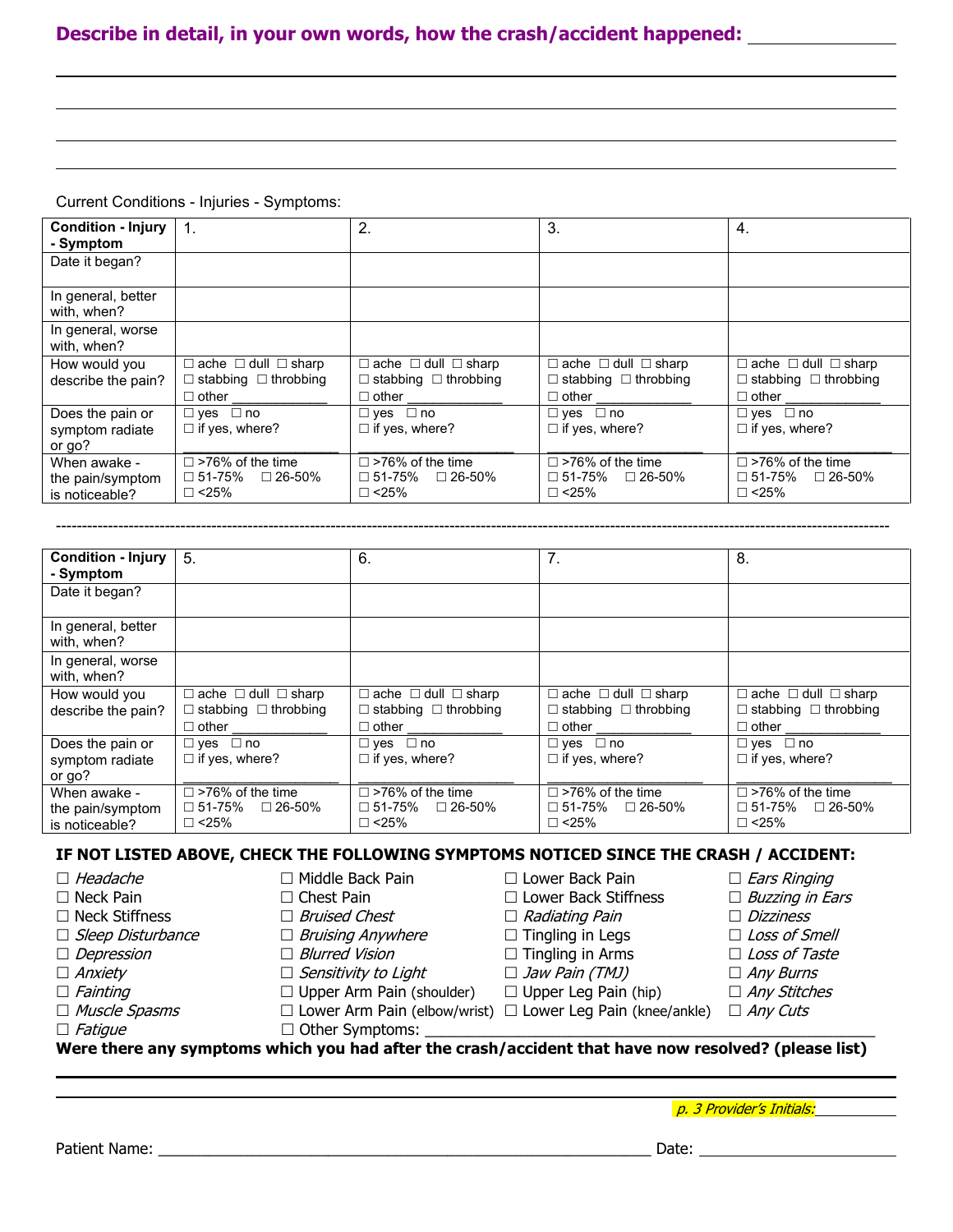## Describe in detail, in your own words, how the crash/accident happened: ________________

______________________________________________________________________________

______________________________________________________________________________

______________________________________________________________________________

______________________________________________________________________________

Current Conditions - Injuries - Symptoms:

| **Condition - Injury - Symptom** | 1. | 2. | 3. | 4. |
|---|---|---|---|---|
| Date it began? | | | | |
| In general, better with, when? | | | | |
| In general, worse with, when? | | | | |
| How would you describe the pain? | ☐ ache ☐ dull ☐ sharp ☐ stabbing ☐ throbbing ☐ other ____________ | ☐ ache ☐ dull ☐ sharp ☐ stabbing ☐ throbbing ☐ other ____________ | ☐ ache ☐ dull ☐ sharp ☐ stabbing ☐ throbbing ☐ other ____________ | ☐ ache ☐ dull ☐ sharp ☐ stabbing ☐ throbbing ☐ other ____________ |
| Does the pain or symptom radiate or go? | ☐ yes ☐ no ☐ if yes, where? ____________ | ☐ yes ☐ no ☐ if yes, where? ____________ | ☐ yes ☐ no ☐ if yes, where? ____________ | ☐ yes ☐ no ☐ if yes, where? ____________ |
| When awake - the pain/symptom is noticeable? | ☐ >76% of the time ☐ 51-75% ☐ 26-50% ☐ <25% | ☐ >76% of the time ☐ 51-75% ☐ 26-50% ☐ <25% | ☐ >76% of the time ☐ 51-75% ☐ 26-50% ☐ <25% | ☐ >76% of the time ☐ 51-75% ☐ 26-50% ☐ <25% |

---

| **Condition - Injury - Symptom** | 5. | 6. | 7. | 8. |
|---|---|---|---|---|
| Date it began? | | | | |
| In general, better with, when? | | | | |
| In general, worse with, when? | | | | |
| How would you describe the pain? | ☐ ache ☐ dull ☐ sharp ☐ stabbing ☐ throbbing ☐ other ____________ | ☐ ache ☐ dull ☐ sharp ☐ stabbing ☐ throbbing ☐ other ____________ | ☐ ache ☐ dull ☐ sharp ☐ stabbing ☐ throbbing ☐ other ____________ | ☐ ache ☐ dull ☐ sharp ☐ stabbing ☐ throbbing ☐ other ____________ |
| Does the pain or symptom radiate or go? | ☐ yes ☐ no ☐ if yes, where? ____________ | ☐ yes ☐ no ☐ if yes, where? ____________ | ☐ yes ☐ no ☐ if yes, where? ____________ | ☐ yes ☐ no ☐ if yes, where? ____________ |
| When awake - the pain/symptom is noticeable? | ☐ >76% of the time ☐ 51-75% ☐ 26-50% ☐ <25% | ☐ >76% of the time ☐ 51-75% ☐ 26-50% ☐ <25% | ☐ >76% of the time ☐ 51-75% ☐ 26-50% ☐ <25% | ☐ >76% of the time ☐ 51-75% ☐ 26-50% ☐ <25% |

**IF NOT LISTED ABOVE, CHECK THE FOLLOWING SYMPTOMS NOTICED SINCE THE CRASH / ACCIDENT:**

| | | | |
|---|---|---|---|
| ☐ *Headache* | ☐ Middle Back Pain | ☐ Lower Back Pain | ☐ *Ears Ringing* |
| ☐ Neck Pain | ☐ Chest Pain | ☐ Lower Back Stiffness | ☐ *Buzzing in Ears* |
| ☐ Neck Stiffness | ☐ *Bruised Chest* | ☐ *Radiating Pain* | ☐ *Dizziness* |
| ☐ *Sleep Disturbance* | ☐ *Bruising Anywhere* | ☐ Tingling in Legs | ☐ *Loss of Smell* |
| ☐ *Depression* | ☐ *Blurred Vision* | ☐ Tingling in Arms | ☐ *Loss of Taste* |
| ☐ *Anxiety* | ☐ *Sensitivity to Light* | ☐ *Jaw Pain (TMJ)* | ☐ *Any Burns* |
| ☐ *Fainting* | ☐ Upper Arm Pain (shoulder) | ☐ Upper Leg Pain (hip) | ☐ *Any Stitches* |
| ☐ *Muscle Spasms* | ☐ Lower Arm Pain (elbow/wrist) | ☐ Lower Leg Pain (knee/ankle) | ☐ *Any Cuts* |
| ☐ *Fatigue* | ☐ Other Symptoms: ______________________________ | | |

**Were there any symptoms which you had after the crash/accident that have now resolved? (please list)**

______________________________________________________________________________

______________________________________________________________________________

*p. 3 Provider's Initials:*__________

Patient Name: ______________________________________________ Date: ________________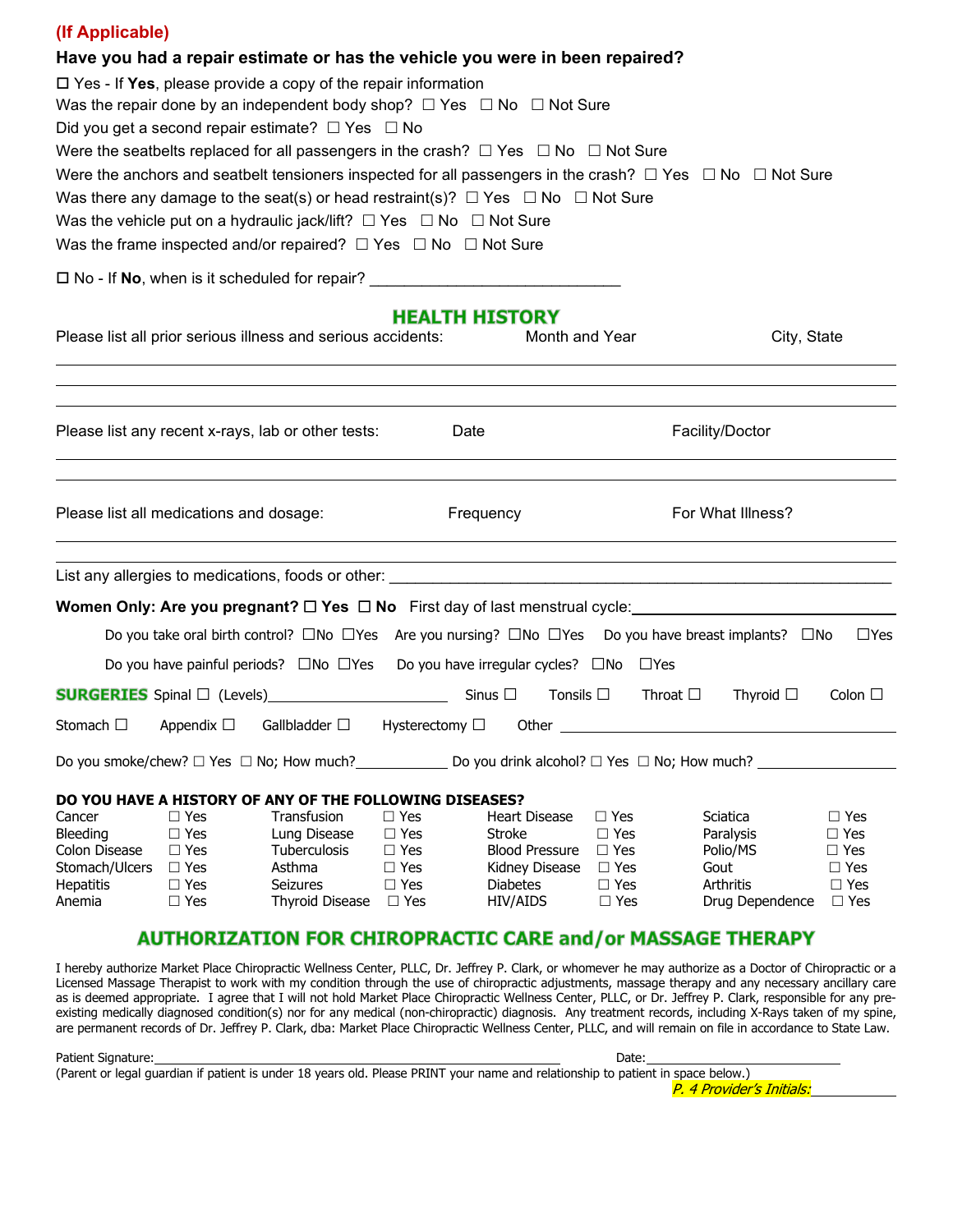**(If Applicable)**

**Have you had a repair estimate or has the vehicle you were in been repaired?**

☐ Yes - If **Yes**, please provide a copy of the repair information

Was the repair done by an independent body shop? ☐ Yes ☐ No ☐ Not Sure

Did you get a second repair estimate? ☐ Yes ☐ No

Were the seatbelts replaced for all passengers in the crash? ☐ Yes ☐ No ☐ Not Sure

Were the anchors and seatbelt tensioners inspected for all passengers in the crash? ☐ Yes ☐ No ☐ Not Sure

Was there any damage to the seat(s) or head restraint(s)? ☐ Yes ☐ No ☐ Not Sure

Was the vehicle put on a hydraulic jack/lift? ☐ Yes ☐ No ☐ Not Sure

Was the frame inspected and/or repaired? ☐ Yes ☐ No ☐ Not Sure

☐ No - If **No**, when is it scheduled for repair? ______________________________

## HEALTH HISTORY

| Please list all prior serious illness and serious accidents: | Month and Year | City, State |
|---|---|---|
| | | |
| | | |
| | | |

| Please list any recent x-rays, lab or other tests: | Date | Facility/Doctor |
|---|---|---|
| | | |
| | | |

| Please list all medications and dosage: | Frequency | For What Illness? |
|---|---|---|
| | | |
| | | |

List any allergies to medications, foods or other: ______________________________

**Women Only: Are you pregnant?** ☐ **Yes** ☐ **No** First day of last menstrual cycle: ______________

Do you take oral birth control? ☐No ☐Yes Are you nursing? ☐No ☐Yes Do you have breast implants? ☐No ☐Yes

Do you have painful periods? ☐No ☐Yes Do you have irregular cycles? ☐No ☐Yes

**SURGERIES** Spinal ☐ (Levels)______________ Sinus ☐ Tonsils ☐ Throat ☐ Thyroid ☐ Colon ☐

Stomach ☐ Appendix ☐ Gallbladder ☐ Hysterectomy ☐ Other ______________

Do you smoke/chew? ☐ Yes ☐ No; How much?__________ Do you drink alcohol? ☐ Yes ☐ No; How much? __________

**DO YOU HAVE A HISTORY OF ANY OF THE FOLLOWING DISEASES?**

| | | | | | | | |
|---|---|---|---|---|---|---|---|
| Cancer | ☐ Yes | Transfusion | ☐ Yes | Heart Disease | ☐ Yes | Sciatica | ☐ Yes |
| Bleeding | ☐ Yes | Lung Disease | ☐ Yes | Stroke | ☐ Yes | Paralysis | ☐ Yes |
| Colon Disease | ☐ Yes | Tuberculosis | ☐ Yes | Blood Pressure | ☐ Yes | Polio/MS | ☐ Yes |
| Stomach/Ulcers | ☐ Yes | Asthma | ☐ Yes | Kidney Disease | ☐ Yes | Gout | ☐ Yes |
| Hepatitis | ☐ Yes | Seizures | ☐ Yes | Diabetes | ☐ Yes | Arthritis | ☐ Yes |
| Anemia | ☐ Yes | Thyroid Disease | ☐ Yes | HIV/AIDS | ☐ Yes | Drug Dependence | ☐ Yes |

## AUTHORIZATION FOR CHIROPRACTIC CARE and/or MASSAGE THERAPY

I hereby authorize Market Place Chiropractic Wellness Center, PLLC, Dr. Jeffrey P. Clark, or whomever he may authorize as a Doctor of Chiropractic or a Licensed Massage Therapist to work with my condition through the use of chiropractic adjustments, massage therapy and any necessary ancillary care as is deemed appropriate. I agree that I will not hold Market Place Chiropractic Wellness Center, PLLC, or Dr. Jeffrey P. Clark, responsible for any pre-existing medically diagnosed condition(s) nor for any medical (non-chiropractic) diagnosis. Any treatment records, including X-Rays taken of my spine, are permanent records of Dr. Jeffrey P. Clark, dba: Market Place Chiropractic Wellness Center, PLLC, and will remain on file in accordance to State Law.

Patient Signature:______________________________ Date:______________

(Parent or legal guardian if patient is under 18 years old. Please PRINT your name and relationship to patient in space below.)

*P. 4 Provider's Initials:* __________